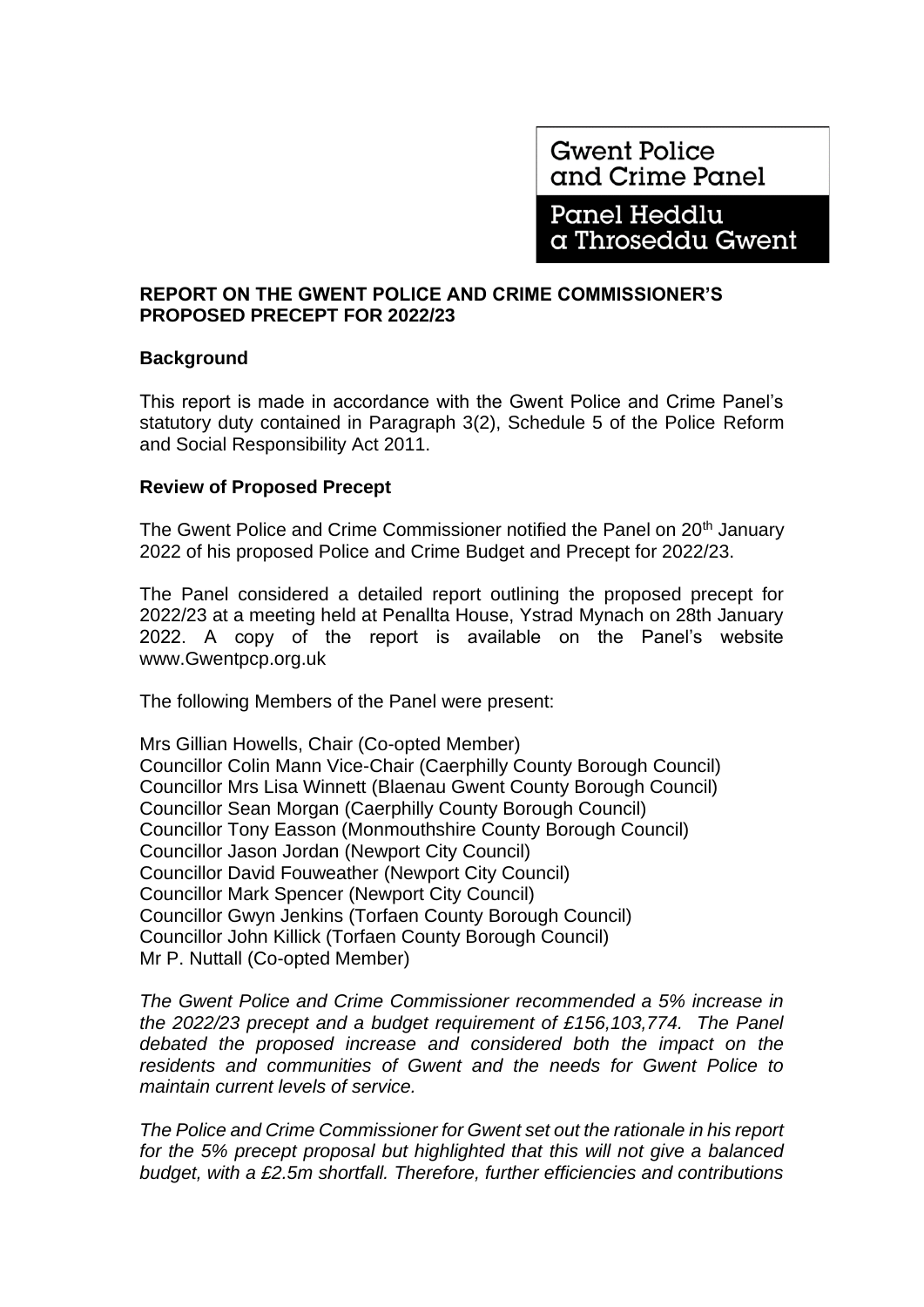Gwent Police and Crime Panel

Panel Heddlu a Throseddu Gwent

## REPORT ON THE GWENT POLICE AND CRIME COMMISSIONER'S PROPOSED PRECEPT FOR 2022/23

### Background

This report is made in accordance with the Gwent Police and Crime Panel's statutory duty contained in Paragraph 3(2), Schedule 5 of the Police Reform and Social Responsibility Act 2011.

### Review of Proposed Precept

The Gwent Police and Crime Commissioner notified the Panel on 20th January 2022 of his proposed Police and Crime Budget and Precept for 2022/23.

The Panel considered a detailed report outlining the proposed precept for 2022/23 at a meeting held at Penallta House, Ystrad Mynach on 28th January 2022. A copy of the report is available on the Panel's website www.Gwentpcp.org.uk

The following Members of the Panel were present:

Mrs Gillian Howells, Chair (Co-opted Member)
Councillor Colin Mann Vice-Chair (Caerphilly County Borough Council)
Councillor Mrs Lisa Winnett (Blaenau Gwent County Borough Council)
Councillor Sean Morgan (Caerphilly County Borough Council)
Councillor Tony Easson (Monmouthshire County Borough Council)
Councillor Jason Jordan (Newport City Council)
Councillor David Fouweather (Newport City Council)
Councillor Mark Spencer (Newport City Council)
Councillor Gwyn Jenkins (Torfaen County Borough Council)
Councillor John Killick (Torfaen County Borough Council)
Mr P. Nuttall (Co-opted Member)

*The Gwent Police and Crime Commissioner recommended a 5% increase in the 2022/23 precept and a budget requirement of £156,103,774. The Panel debated the proposed increase and considered both the impact on the residents and communities of Gwent and the needs for Gwent Police to maintain current levels of service.*

*The Police and Crime Commissioner for Gwent set out the rationale in his report for the 5% precept proposal but highlighted that this will not give a balanced budget, with a £2.5m shortfall. Therefore, further efficiencies and contributions*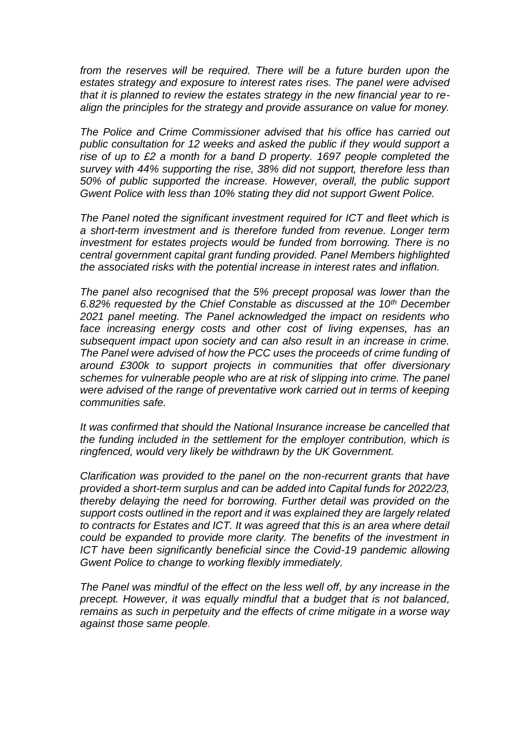*from the reserves will be required. There will be a future burden upon the estates strategy and exposure to interest rates rises. The panel were advised that it is planned to review the estates strategy in the new financial year to re-align the principles for the strategy and provide assurance on value for money.*

*The Police and Crime Commissioner advised that his office has carried out public consultation for 12 weeks and asked the public if they would support a rise of up to £2 a month for a band D property. 1697 people completed the survey with 44% supporting the rise, 38% did not support, therefore less than 50% of public supported the increase. However, overall, the public support Gwent Police with less than 10% stating they did not support Gwent Police.*

*The Panel noted the significant investment required for ICT and fleet which is a short-term investment and is therefore funded from revenue. Longer term investment for estates projects would be funded from borrowing. There is no central government capital grant funding provided. Panel Members highlighted the associated risks with the potential increase in interest rates and inflation.*

*The panel also recognised that the 5% precept proposal was lower than the 6.82% requested by the Chief Constable as discussed at the 10th December 2021 panel meeting. The Panel acknowledged the impact on residents who face increasing energy costs and other cost of living expenses, has an subsequent impact upon society and can also result in an increase in crime. The Panel were advised of how the PCC uses the proceeds of crime funding of around £300k to support projects in communities that offer diversionary schemes for vulnerable people who are at risk of slipping into crime. The panel were advised of the range of preventative work carried out in terms of keeping communities safe.*

*It was confirmed that should the National Insurance increase be cancelled that the funding included in the settlement for the employer contribution, which is ringfenced, would very likely be withdrawn by the UK Government.*

*Clarification was provided to the panel on the non-recurrent grants that have provided a short-term surplus and can be added into Capital funds for 2022/23, thereby delaying the need for borrowing. Further detail was provided on the support costs outlined in the report and it was explained they are largely related to contracts for Estates and ICT. It was agreed that this is an area where detail could be expanded to provide more clarity. The benefits of the investment in ICT have been significantly beneficial since the Covid-19 pandemic allowing Gwent Police to change to working flexibly immediately.*

*The Panel was mindful of the effect on the less well off, by any increase in the precept. However, it was equally mindful that a budget that is not balanced, remains as such in perpetuity and the effects of crime mitigate in a worse way against those same people.*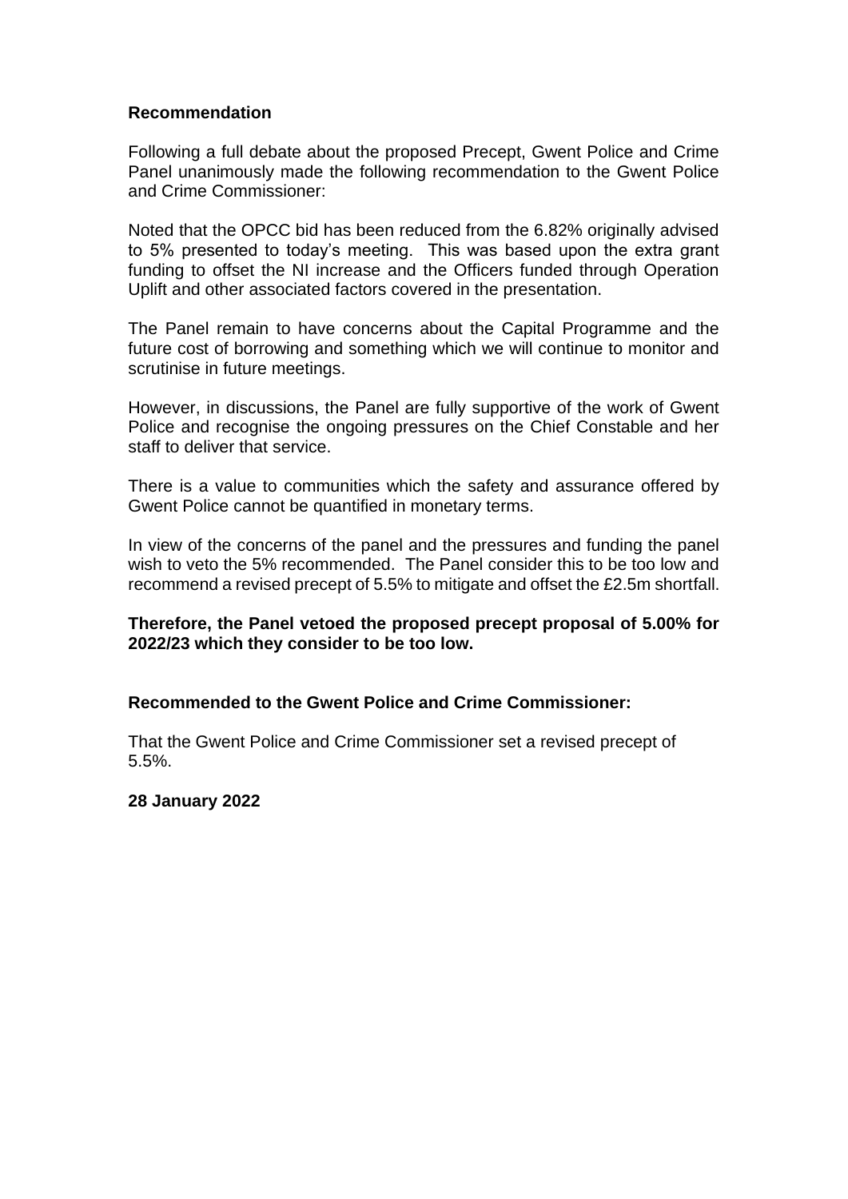**Recommendation**

Following a full debate about the proposed Precept, Gwent Police and Crime Panel unanimously made the following recommendation to the Gwent Police and Crime Commissioner:

Noted that the OPCC bid has been reduced from the 6.82% originally advised to 5% presented to today's meeting. This was based upon the extra grant funding to offset the NI increase and the Officers funded through Operation Uplift and other associated factors covered in the presentation.

The Panel remain to have concerns about the Capital Programme and the future cost of borrowing and something which we will continue to monitor and scrutinise in future meetings.

However, in discussions, the Panel are fully supportive of the work of Gwent Police and recognise the ongoing pressures on the Chief Constable and her staff to deliver that service.

There is a value to communities which the safety and assurance offered by Gwent Police cannot be quantified in monetary terms.

In view of the concerns of the panel and the pressures and funding the panel wish to veto the 5% recommended. The Panel consider this to be too low and recommend a revised precept of 5.5% to mitigate and offset the £2.5m shortfall.

**Therefore, the Panel vetoed the proposed precept proposal of 5.00% for 2022/23 which they consider to be too low.**

**Recommended to the Gwent Police and Crime Commissioner:**

That the Gwent Police and Crime Commissioner set a revised precept of 5.5%.

**28 January 2022**